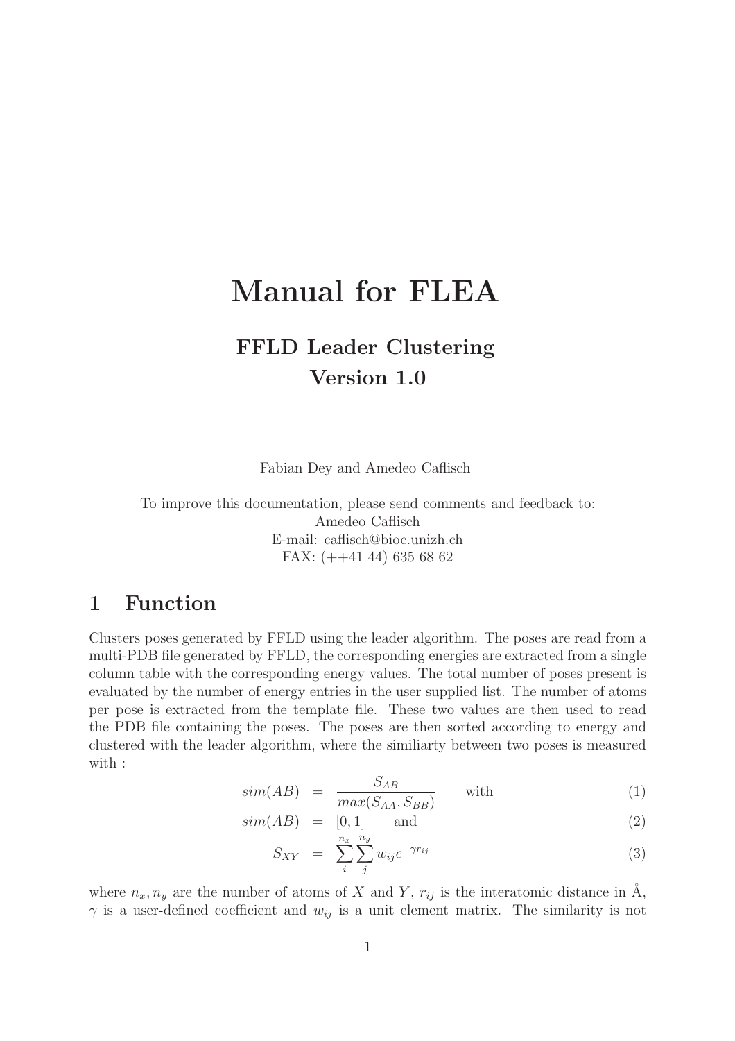# Manual for FLEA

## FFLD Leader Clustering
## Version 1.0

Fabian Dey and Amedeo Caflisch

To improve this documentation, please send comments and feedback to:
Amedeo Caflisch
E-mail: caflisch@bioc.unizh.ch
FAX: (++41 44) 635 68 62

## 1 Function

Clusters poses generated by FFLD using the leader algorithm. The poses are read from a multi-PDB file generated by FFLD, the corresponding energies are extracted from a single column table with the corresponding energy values. The total number of poses present is evaluated by the number of energy entries in the user supplied list. The number of atoms per pose is extracted from the template file. These two values are then used to read the PDB file containing the poses. The poses are then sorted according to energy and clustered with the leader algorithm, where the similiarty between two poses is measured with :

$$sim(AB) = \frac{S_{AB}}{max(S_{AA}, S_{BB})} \qquad \text{with} \tag{1}$$

$$sim(AB) = [0, 1] \qquad \text{and} \tag{2}$$

$$S_{XY} = \sum_{i}^{n_x} \sum_{j}^{n_y} w_{ij} e^{-\gamma r_{ij}} \tag{3}$$

where $n_x, n_y$ are the number of atoms of $X$ and $Y$, $r_{ij}$ is the interatomic distance in Å, $\gamma$ is a user-defined coefficient and $w_{ij}$ is a unit element matrix. The similarity is not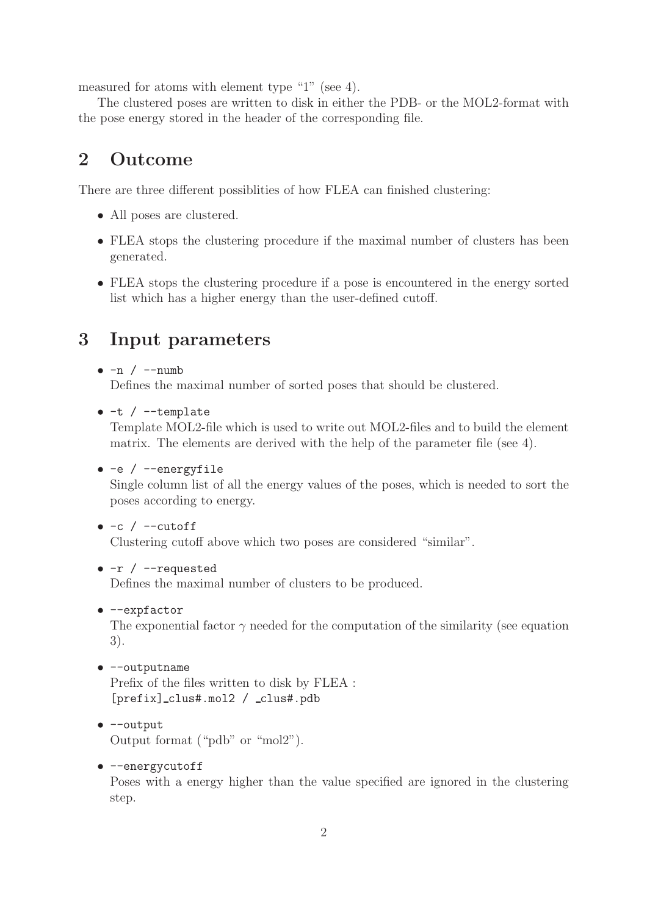measured for atoms with element type "1" (see 4).

The clustered poses are written to disk in either the PDB- or the MOL2-format with the pose energy stored in the header of the corresponding file.

## 2 Outcome

There are three different possiblities of how FLEA can finished clustering:

- All poses are clustered.
- FLEA stops the clustering procedure if the maximal number of clusters has been generated.
- FLEA stops the clustering procedure if a pose is encountered in the energy sorted list which has a higher energy than the user-defined cutoff.

## 3 Input parameters

- `-n / --numb`
  Defines the maximal number of sorted poses that should be clustered.
- `-t / --template`
  Template MOL2-file which is used to write out MOL2-files and to build the element matrix. The elements are derived with the help of the parameter file (see 4).
- `-e / --energyfile`
  Single column list of all the energy values of the poses, which is needed to sort the poses according to energy.
- `-c / --cutoff`
  Clustering cutoff above which two poses are considered "similar".
- `-r / --requested`
  Defines the maximal number of clusters to be produced.
- `--expfactor`
  The exponential factor $\gamma$ needed for the computation of the similarity (see equation 3).
- `--outputname`
  Prefix of the files written to disk by FLEA :
  `[prefix]_clus#.mol2 / _clus#.pdb`
- `--output`
  Output format ("pdb" or "mol2").
- `--energycutoff`
  Poses with a energy higher than the value specified are ignored in the clustering step.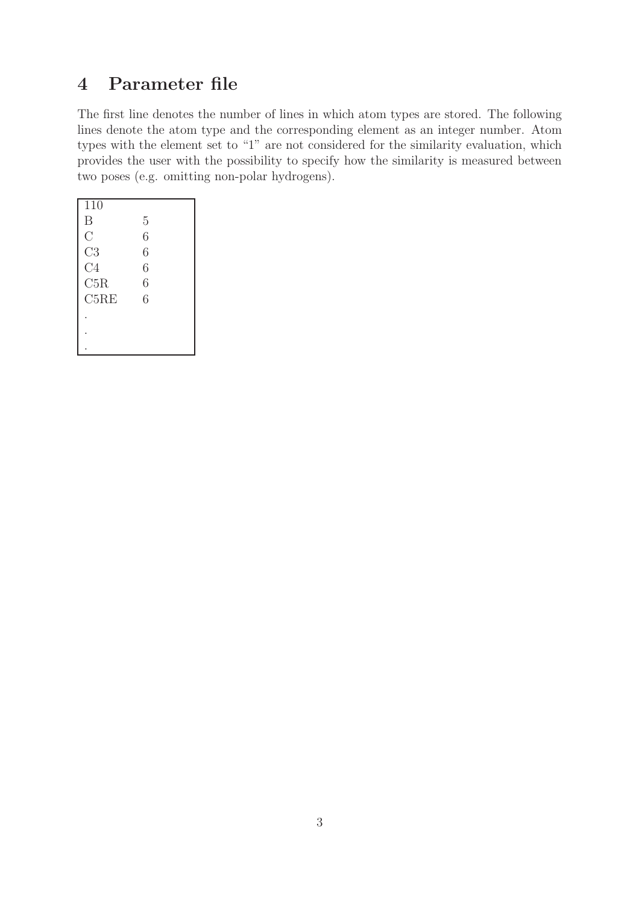## 4 Parameter file

The first line denotes the number of lines in which atom types are stored. The following lines denote the atom type and the corresponding element as an integer number. Atom types with the element set to "1" are not considered for the similarity evaluation, which provides the user with the possibility to specify how the similarity is measured between two poses (e.g. omitting non-polar hydrogens).

```
110
B      5
C      6
C3     6
C4     6
C5R    6
C5RE   6
.
.
.
```